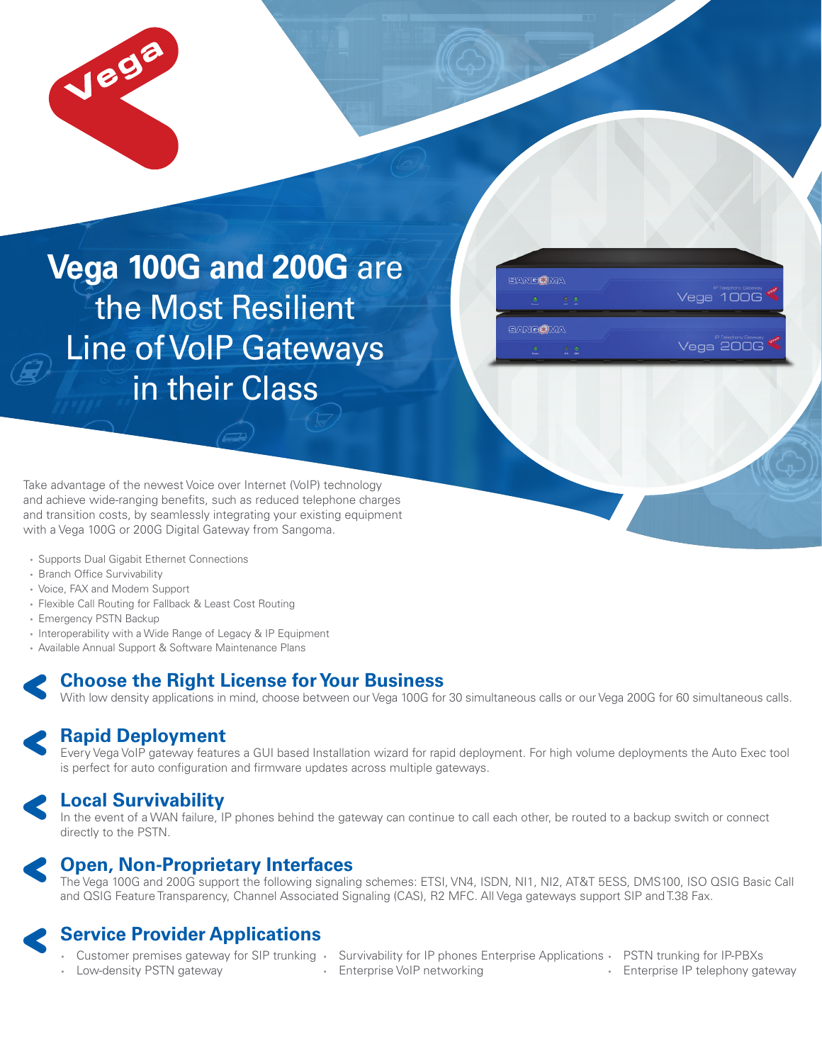# Vega 100G and 200G are the Most Resilient Line of VoIP Gateways in their Class

Take advantage of the newest Voice over Internet (VoIP) technology and achieve wide-ranging benefits, such as reduced telephone charges and transition costs, by seamlessly integrating your existing equipment with a Vega 100G or 200G Digital Gateway from Sangoma.

- Supports Dual Gigabit Ethernet Connections
- Branch Office Survivability
- Voice, FAX and Modem Support
- Flexible Call Routing for Fallback & Least Cost Routing
- Emergency PSTN Backup
- Interoperability with a Wide Range of Legacy & IP Equipment
- Available Annual Support & Software Maintenance Plans

## Choose the Right License for Your Business

With low density applications in mind, choose between our Vega 100G for 30 simultaneous calls or our Vega 200G for 60 simultaneous calls.

## Rapid Deployment

Every Vega VoIP gateway features a GUI based Installation wizard for rapid deployment. For high volume deployments the Auto Exec tool is perfect for auto configuration and firmware updates across multiple gateways.

## Local Survivability

In the event of a WAN failure, IP phones behind the gateway can continue to call each other, be routed to a backup switch or connect directly to the PSTN.

## Open, Non-Proprietary Interfaces

The Vega 100G and 200G support the following signaling schemes: ETSI, VN4, ISDN, NI1, NI2, AT&T 5ESS, DMS100, ISO QSIG Basic Call and QSIG Feature Transparency, Channel Associated Signaling (CAS), R2 MFC. All Vega gateways support SIP and T.38 Fax.

## Service Provider Applications

- Customer premises gateway for SIP trunking
- Low-density PSTN gateway
- Survivability for IP phones Enterprise Applications
- Enterprise VoIP networking
- PSTN trunking for IP-PBXs
- Enterprise IP telephony gateway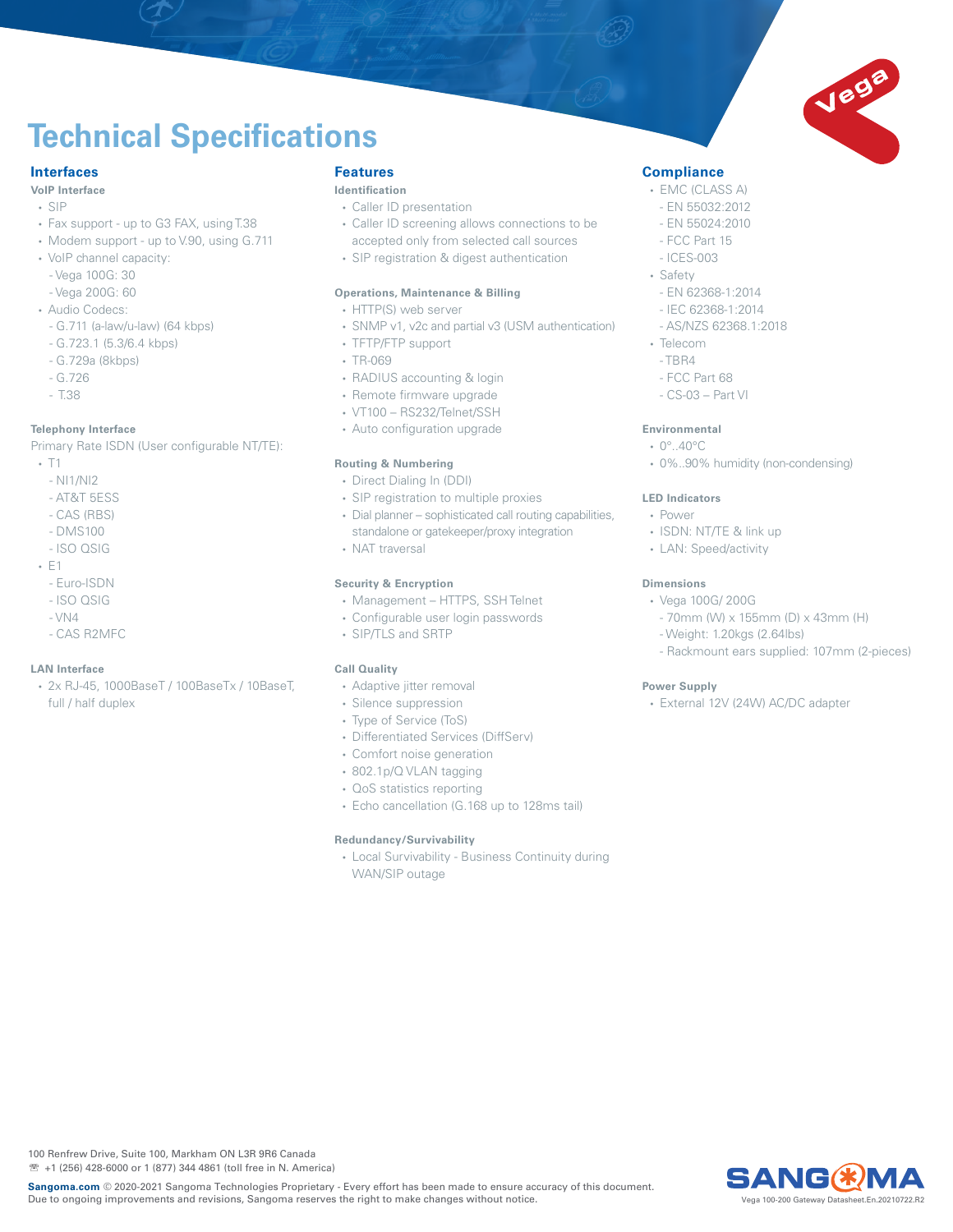# Technical Specifications

## Interfaces

### VoIP Interface

- SIP
- Fax support - up to G3 FAX, using T.38
- Modem support - up to V.90, using G.711
- VoIP channel capacity:
  - Vega 100G: 30
  - Vega 200G: 60
- Audio Codecs:
  - G.711 (a-law/u-law) (64 kbps)
  - G.723.1 (5.3/6.4 kbps)
  - G.729a (8kbps)
  - G.726
  - T.38

### Telephony Interface

Primary Rate ISDN (User configurable NT/TE):

- T1
  - NI1/NI2
  - AT&T 5ESS
  - CAS (RBS)
  - DMS100
  - ISO QSIG
- E1
  - Euro-ISDN
  - ISO QSIG
  - VN4
  - CAS R2MFC

### LAN Interface

- 2x RJ-45, 1000BaseT / 100BaseTx / 10BaseT, full / half duplex

## Features

### Identification

- Caller ID presentation
- Caller ID screening allows connections to be accepted only from selected call sources
- SIP registration & digest authentication

### Operations, Maintenance & Billing

- HTTP(S) web server
- SNMP v1, v2c and partial v3 (USM authentication)
- TFTP/FTP support
- TR-069
- RADIUS accounting & login
- Remote firmware upgrade
- VT100 – RS232/Telnet/SSH
- Auto configuration upgrade

### Routing & Numbering

- Direct Dialing In (DDI)
- SIP registration to multiple proxies
- Dial planner – sophisticated call routing capabilities, standalone or gatekeeper/proxy integration
- NAT traversal

### Security & Encryption

- Management – HTTPS, SSH Telnet
- Configurable user login passwords
- SIP/TLS and SRTP

### Call Quality

- Adaptive jitter removal
- Silence suppression
- Type of Service (ToS)
- Differentiated Services (DiffServ)
- Comfort noise generation
- 802.1p/Q VLAN tagging
- QoS statistics reporting
- Echo cancellation (G.168 up to 128ms tail)

### Redundancy/Survivability

- Local Survivability - Business Continuity during WAN/SIP outage

## Compliance

- EMC (CLASS A)
  - EN 55032:2012
  - EN 55024:2010
  - FCC Part 15
  - ICES-003
- Safety
  - EN 62368-1:2014
  - IEC 62368-1:2014
  - AS/NZS 62368.1:2018
- Telecom
  - TBR4
  - FCC Part 68
  - CS-03 – Part VI

### Environmental

- 0°..40°C
- 0%..90% humidity (non-condensing)

### LED Indicators

- Power
- ISDN: NT/TE & link up
- LAN: Speed/activity

### Dimensions

- Vega 100G/ 200G
  - 70mm (W) x 155mm (D) x 43mm (H)
  - Weight: 1.20kgs (2.64lbs)
  - Rackmount ears supplied: 107mm (2-pieces)

### Power Supply

- External 12V (24W) AC/DC adapter

100 Renfrew Drive, Suite 100, Markham ON L3R 9R6 Canada
☏ +1 (256) 428-6000 or 1 (877) 344 4861 (toll free in N. America)

**Sangoma.com** © 2020-2021 Sangoma Technologies Proprietary - Every effort has been made to ensure accuracy of this document. Due to ongoing improvements and revisions, Sangoma reserves the right to make changes without notice.

Vega 100-200 Gateway Datasheet.En.20210722.R2